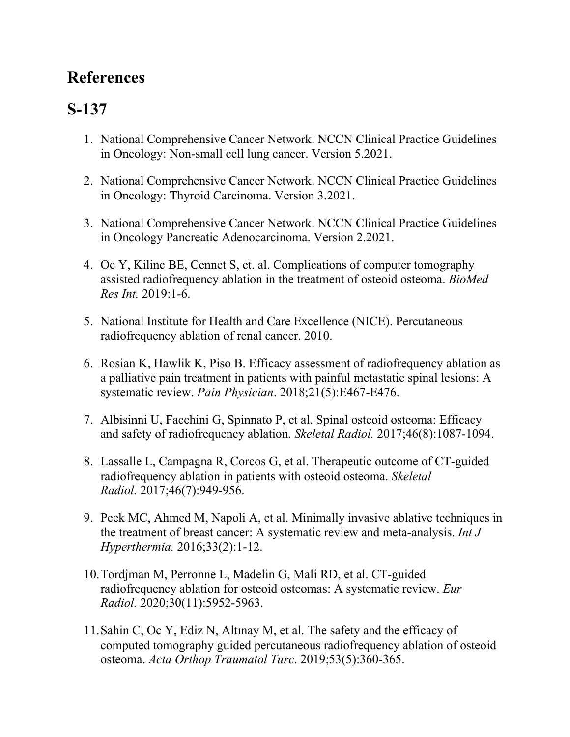# References

## S-137

1. National Comprehensive Cancer Network. NCCN Clinical Practice Guidelines in Oncology: Non-small cell lung cancer. Version 5.2021.

2. National Comprehensive Cancer Network. NCCN Clinical Practice Guidelines in Oncology: Thyroid Carcinoma. Version 3.2021.

3. National Comprehensive Cancer Network. NCCN Clinical Practice Guidelines in Oncology Pancreatic Adenocarcinoma. Version 2.2021.

4. Oc Y, Kilinc BE, Cennet S, et. al. Complications of computer tomography assisted radiofrequency ablation in the treatment of osteoid osteoma. *BioMed Res Int.* 2019:1-6.

5. National Institute for Health and Care Excellence (NICE). Percutaneous radiofrequency ablation of renal cancer. 2010.

6. Rosian K, Hawlik K, Piso B. Efficacy assessment of radiofrequency ablation as a palliative pain treatment in patients with painful metastatic spinal lesions: A systematic review. *Pain Physician*. 2018;21(5):E467-E476.

7. Albisinni U, Facchini G, Spinnato P, et al. Spinal osteoid osteoma: Efficacy and safety of radiofrequency ablation. *Skeletal Radiol.* 2017;46(8):1087-1094.

8. Lassalle L, Campagna R, Corcos G, et al. Therapeutic outcome of CT-guided radiofrequency ablation in patients with osteoid osteoma. *Skeletal Radiol.* 2017;46(7):949-956.

9. Peek MC, Ahmed M, Napoli A, et al. Minimally invasive ablative techniques in the treatment of breast cancer: A systematic review and meta-analysis. *Int J Hyperthermia.* 2016;33(2):1-12.

10. Tordjman M, Perronne L, Madelin G, Mali RD, et al. CT-guided radiofrequency ablation for osteoid osteomas: A systematic review. *Eur Radiol.* 2020;30(11):5952-5963.

11. Sahin C, Oc Y, Ediz N, Altınay M, et al. The safety and the efficacy of computed tomography guided percutaneous radiofrequency ablation of osteoid osteoma. *Acta Orthop Traumatol Turc*. 2019;53(5):360-365.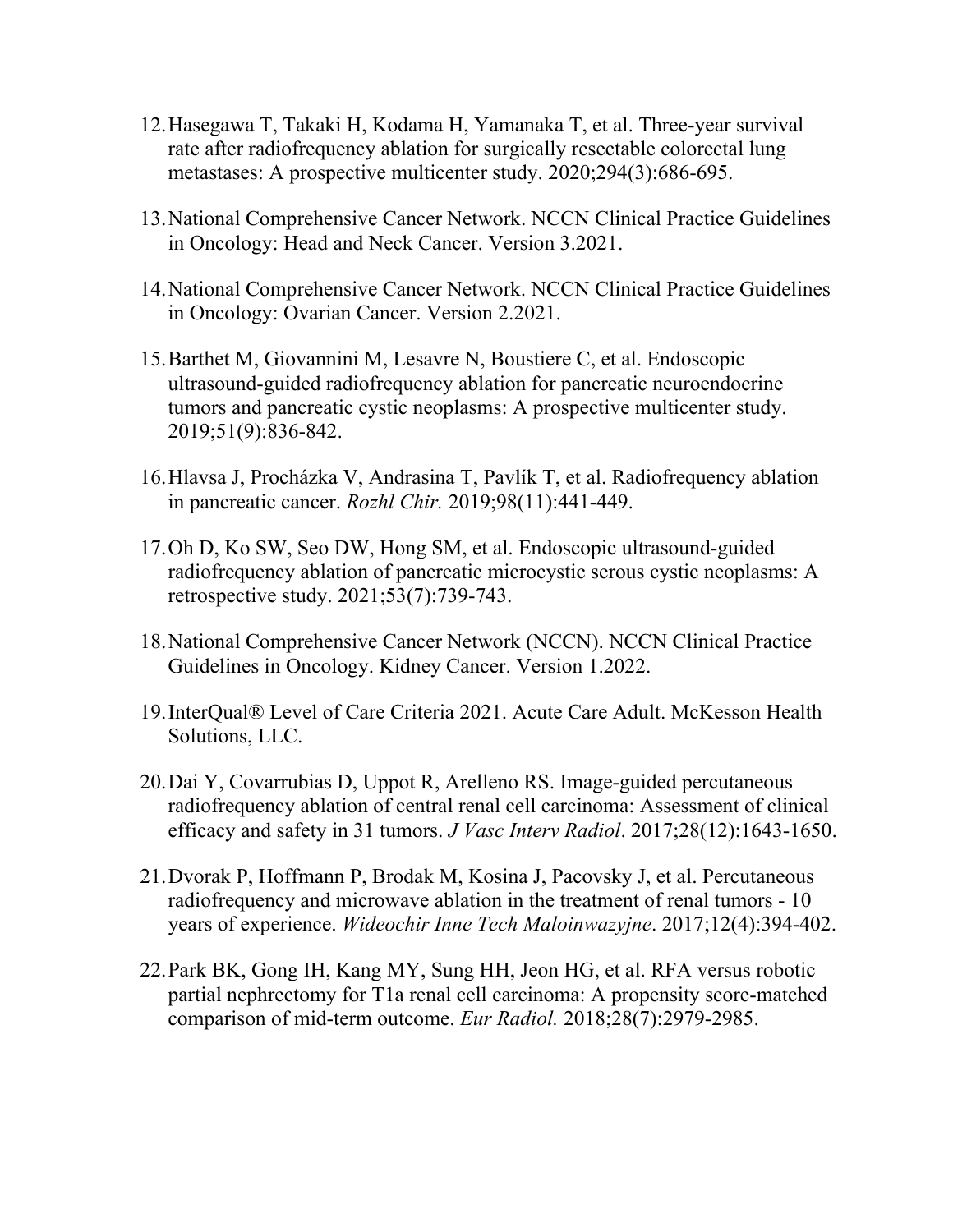12. Hasegawa T, Takaki H, Kodama H, Yamanaka T, et al. Three-year survival rate after radiofrequency ablation for surgically resectable colorectal lung metastases: A prospective multicenter study. 2020;294(3):686-695.

13. National Comprehensive Cancer Network. NCCN Clinical Practice Guidelines in Oncology: Head and Neck Cancer. Version 3.2021.

14. National Comprehensive Cancer Network. NCCN Clinical Practice Guidelines in Oncology: Ovarian Cancer. Version 2.2021.

15. Barthet M, Giovannini M, Lesavre N, Boustiere C, et al. Endoscopic ultrasound-guided radiofrequency ablation for pancreatic neuroendocrine tumors and pancreatic cystic neoplasms: A prospective multicenter study. 2019;51(9):836-842.

16. Hlavsa J, Procházka V, Andrasina T, Pavlík T, et al. Radiofrequency ablation in pancreatic cancer. *Rozhl Chir.* 2019;98(11):441-449.

17. Oh D, Ko SW, Seo DW, Hong SM, et al. Endoscopic ultrasound-guided radiofrequency ablation of pancreatic microcystic serous cystic neoplasms: A retrospective study. 2021;53(7):739-743.

18. National Comprehensive Cancer Network (NCCN). NCCN Clinical Practice Guidelines in Oncology. Kidney Cancer. Version 1.2022.

19. InterQual® Level of Care Criteria 2021. Acute Care Adult. McKesson Health Solutions, LLC.

20. Dai Y, Covarrubias D, Uppot R, Arelleno RS. Image-guided percutaneous radiofrequency ablation of central renal cell carcinoma: Assessment of clinical efficacy and safety in 31 tumors. *J Vasc Interv Radiol*. 2017;28(12):1643-1650.

21. Dvorak P, Hoffmann P, Brodak M, Kosina J, Pacovsky J, et al. Percutaneous radiofrequency and microwave ablation in the treatment of renal tumors - 10 years of experience. *Wideochir Inne Tech Maloinwazyjne*. 2017;12(4):394-402.

22. Park BK, Gong IH, Kang MY, Sung HH, Jeon HG, et al. RFA versus robotic partial nephrectomy for T1a renal cell carcinoma: A propensity score-matched comparison of mid-term outcome. *Eur Radiol.* 2018;28(7):2979-2985.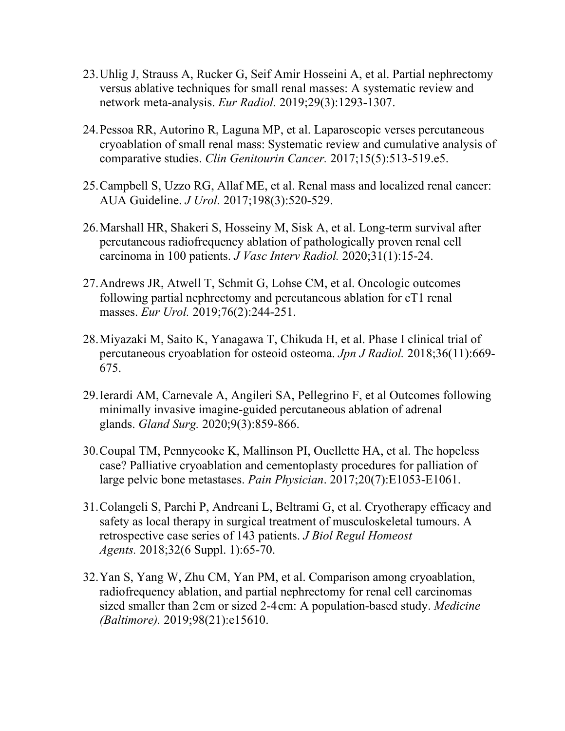23. Uhlig J, Strauss A, Rucker G, Seif Amir Hosseini A, et al. Partial nephrectomy versus ablative techniques for small renal masses: A systematic review and network meta-analysis. *Eur Radiol.* 2019;29(3):1293-1307.

24. Pessoa RR, Autorino R, Laguna MP, et al. Laparoscopic verses percutaneous cryoablation of small renal mass: Systematic review and cumulative analysis of comparative studies. *Clin Genitourin Cancer.* 2017;15(5):513-519.e5.

25. Campbell S, Uzzo RG, Allaf ME, et al. Renal mass and localized renal cancer: AUA Guideline. *J Urol.* 2017;198(3):520-529.

26. Marshall HR, Shakeri S, Hosseiny M, Sisk A, et al. Long-term survival after percutaneous radiofrequency ablation of pathologically proven renal cell carcinoma in 100 patients. *J Vasc Interv Radiol.* 2020;31(1):15-24.

27. Andrews JR, Atwell T, Schmit G, Lohse CM, et al. Oncologic outcomes following partial nephrectomy and percutaneous ablation for cT1 renal masses. *Eur Urol.* 2019;76(2):244-251.

28. Miyazaki M, Saito K, Yanagawa T, Chikuda H, et al. Phase I clinical trial of percutaneous cryoablation for osteoid osteoma. *Jpn J Radiol.* 2018;36(11):669-675.

29. Ierardi AM, Carnevale A, Angileri SA, Pellegrino F, et al Outcomes following minimally invasive imagine-guided percutaneous ablation of adrenal glands. *Gland Surg.* 2020;9(3):859-866.

30. Coupal TM, Pennycooke K, Mallinson PI, Ouellette HA, et al. The hopeless case? Palliative cryoablation and cementoplasty procedures for palliation of large pelvic bone metastases. *Pain Physician*. 2017;20(7):E1053-E1061.

31. Colangeli S, Parchi P, Andreani L, Beltrami G, et al. Cryotherapy efficacy and safety as local therapy in surgical treatment of musculoskeletal tumours. A retrospective case series of 143 patients. *J Biol Regul Homeost Agents.* 2018;32(6 Suppl. 1):65-70.

32. Yan S, Yang W, Zhu CM, Yan PM, et al. Comparison among cryoablation, radiofrequency ablation, and partial nephrectomy for renal cell carcinomas sized smaller than 2 cm or sized 2-4 cm: A population-based study. *Medicine (Baltimore).* 2019;98(21):e15610.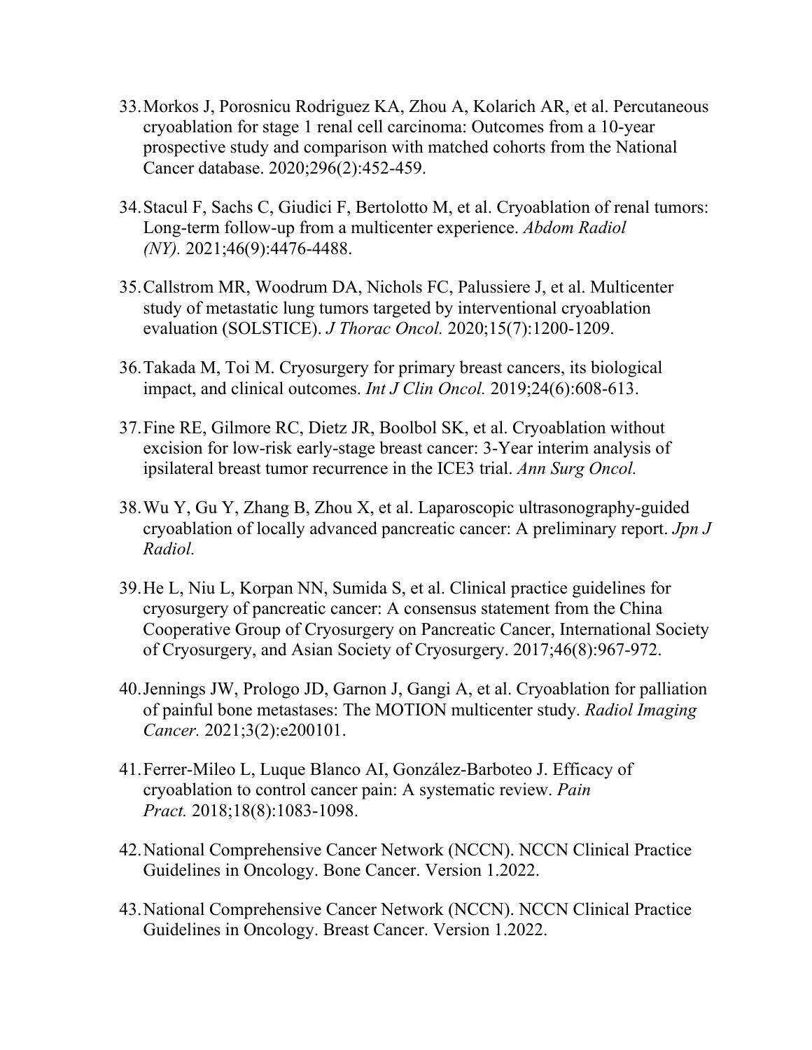33. Morkos J, Porosnicu Rodriguez KA, Zhou A, Kolarich AR, et al. Percutaneous cryoablation for stage 1 renal cell carcinoma: Outcomes from a 10-year prospective study and comparison with matched cohorts from the National Cancer database. 2020;296(2):452-459.

34. Stacul F, Sachs C, Giudici F, Bertolotto M, et al. Cryoablation of renal tumors: Long-term follow-up from a multicenter experience. *Abdom Radiol (NY).* 2021;46(9):4476-4488.

35. Callstrom MR, Woodrum DA, Nichols FC, Palussiere J, et al. Multicenter study of metastatic lung tumors targeted by interventional cryoablation evaluation (SOLSTICE). *J Thorac Oncol.* 2020;15(7):1200-1209.

36. Takada M, Toi M. Cryosurgery for primary breast cancers, its biological impact, and clinical outcomes. *Int J Clin Oncol.* 2019;24(6):608-613.

37. Fine RE, Gilmore RC, Dietz JR, Boolbol SK, et al. Cryoablation without excision for low-risk early-stage breast cancer: 3-Year interim analysis of ipsilateral breast tumor recurrence in the ICE3 trial. *Ann Surg Oncol.*

38. Wu Y, Gu Y, Zhang B, Zhou X, et al. Laparoscopic ultrasonography-guided cryoablation of locally advanced pancreatic cancer: A preliminary report. *Jpn J Radiol.*

39. He L, Niu L, Korpan NN, Sumida S, et al. Clinical practice guidelines for cryosurgery of pancreatic cancer: A consensus statement from the China Cooperative Group of Cryosurgery on Pancreatic Cancer, International Society of Cryosurgery, and Asian Society of Cryosurgery. 2017;46(8):967-972.

40. Jennings JW, Prologo JD, Garnon J, Gangi A, et al. Cryoablation for palliation of painful bone metastases: The MOTION multicenter study. *Radiol Imaging Cancer.* 2021;3(2):e200101.

41. Ferrer-Mileo L, Luque Blanco AI, González-Barboteo J. Efficacy of cryoablation to control cancer pain: A systematic review. *Pain Pract.* 2018;18(8):1083-1098.

42. National Comprehensive Cancer Network (NCCN). NCCN Clinical Practice Guidelines in Oncology. Bone Cancer. Version 1.2022.

43. National Comprehensive Cancer Network (NCCN). NCCN Clinical Practice Guidelines in Oncology. Breast Cancer. Version 1.2022.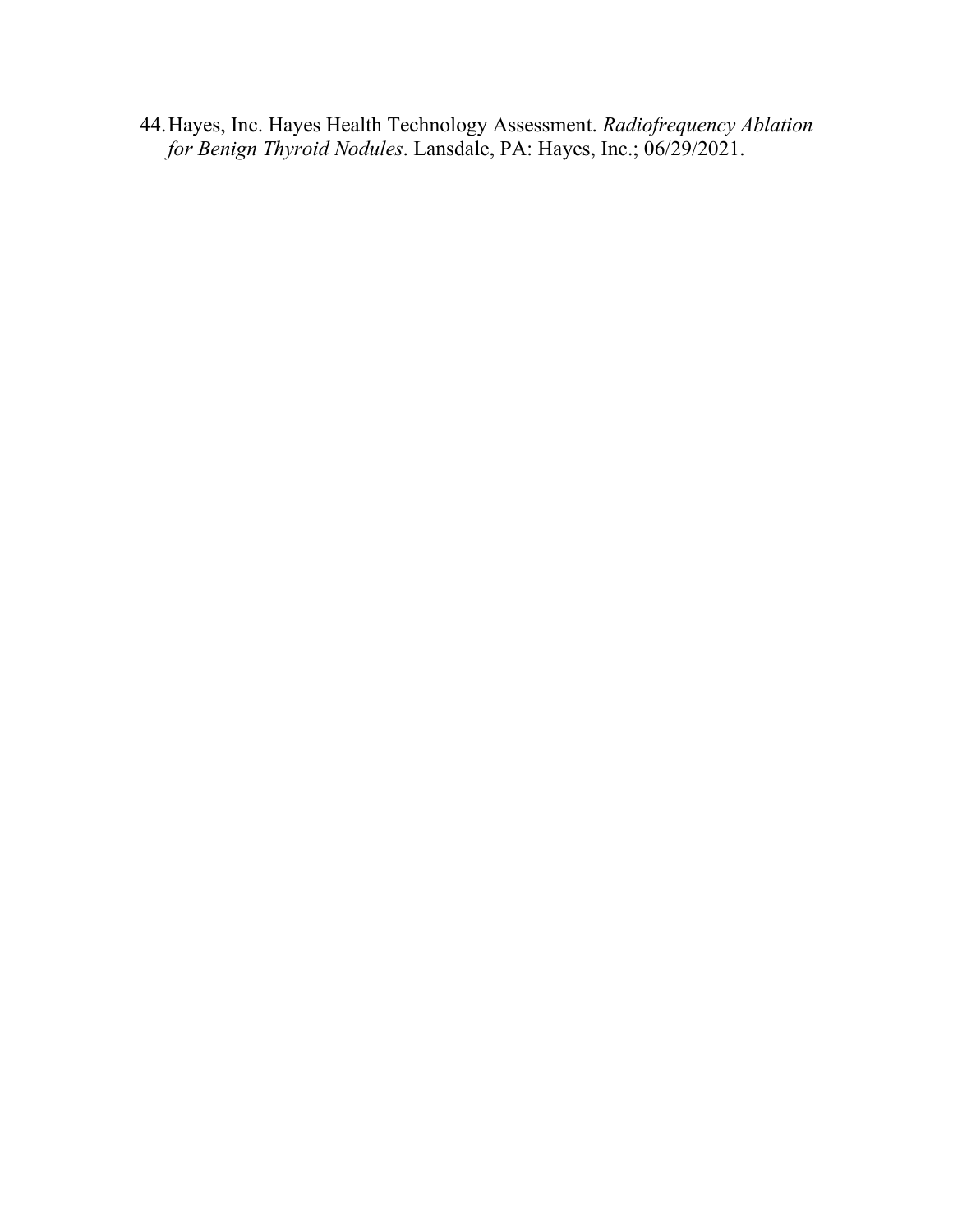44. Hayes, Inc. Hayes Health Technology Assessment. *Radiofrequency Ablation for Benign Thyroid Nodules*. Lansdale, PA: Hayes, Inc.; 06/29/2021.